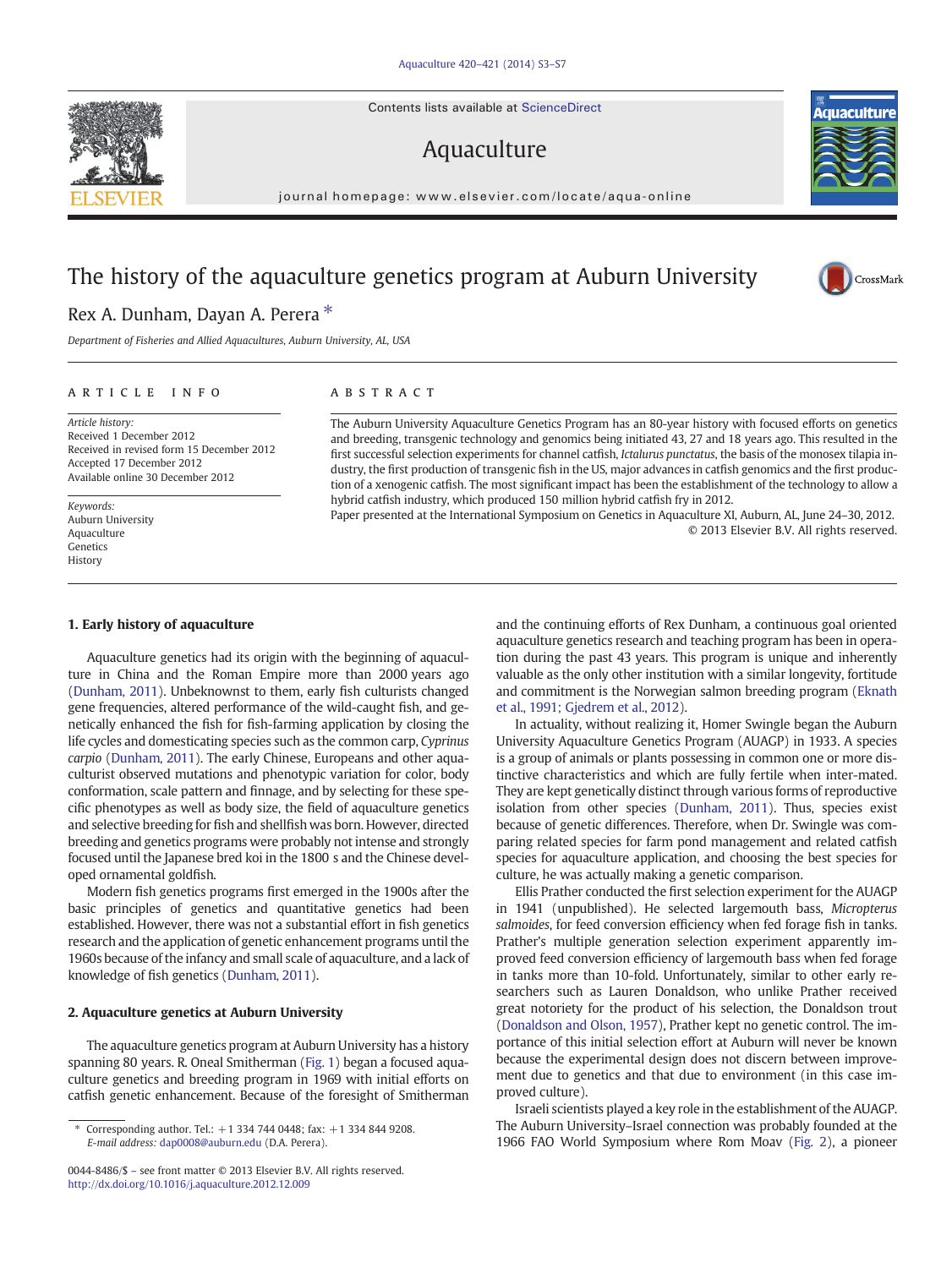# The history of the aquaculture genetics program at Auburn University

Rex A. Dunham, Dayan A. Perera *

*Department of Fisheries and Allied Aquacultures, Auburn University, AL, USA*

**ARTICLE INFO**

*Article history:*
Received 1 December 2012
Received in revised form 15 December 2012
Accepted 17 December 2012
Available online 30 December 2012

*Keywords:*
Auburn University
Aquaculture
Genetics
History

**ABSTRACT**

The Auburn University Aquaculture Genetics Program has an 80-year history with focused efforts on genetics and breeding, transgenic technology and genomics being initiated 43, 27 and 18 years ago. This resulted in the first successful selection experiments for channel catfish, *Ictalurus punctatus*, the basis of the monosex tilapia industry, the first production of transgenic fish in the US, major advances in catfish genomics and the first production of a xenogenic catfish. The most significant impact has been the establishment of the technology to allow a hybrid catfish industry, which produced 150 million hybrid catfish fry in 2012.

Paper presented at the International Symposium on Genetics in Aquaculture XI, Auburn, AL, June 24–30, 2012.

© 2013 Elsevier B.V. All rights reserved.

## 1. Early history of aquaculture

Aquaculture genetics had its origin with the beginning of aquaculture in China and the Roman Empire more than 2000 years ago (Dunham, 2011). Unbeknownst to them, early fish culturists changed gene frequencies, altered performance of the wild-caught fish, and genetically enhanced the fish for fish-farming application by closing the life cycles and domesticating species such as the common carp, *Cyprinus carpio* (Dunham, 2011). The early Chinese, Europeans and other aquaculturist observed mutations and phenotypic variation for color, body conformation, scale pattern and finnage, and by selecting for these specific phenotypes as well as body size, the field of aquaculture genetics and selective breeding for fish and shellfish was born. However, directed breeding and genetics programs were probably not intense and strongly focused until the Japanese bred koi in the 1800 s and the Chinese developed ornamental goldfish.

Modern fish genetics programs first emerged in the 1900s after the basic principles of genetics and quantitative genetics had been established. However, there was not a substantial effort in fish genetics research and the application of genetic enhancement programs until the 1960s because of the infancy and small scale of aquaculture, and a lack of knowledge of fish genetics (Dunham, 2011).

## 2. Aquaculture genetics at Auburn University

The aquaculture genetics program at Auburn University has a history spanning 80 years. R. Oneal Smitherman (Fig. 1) began a focused aquaculture genetics and breeding program in 1969 with initial efforts on catfish genetic enhancement. Because of the foresight of Smitherman and the continuing efforts of Rex Dunham, a continuous goal oriented aquaculture genetics research and teaching program has been in operation during the past 43 years. This program is unique and inherently valuable as the only other institution with a similar longevity, fortitude and commitment is the Norwegian salmon breeding program (Eknath et al., 1991; Gjedrem et al., 2012).

In actuality, without realizing it, Homer Swingle began the Auburn University Aquaculture Genetics Program (AUAGP) in 1933. A species is a group of animals or plants possessing in common one or more distinctive characteristics and which are fully fertile when inter-mated. They are kept genetically distinct through various forms of reproductive isolation from other species (Dunham, 2011). Thus, species exist because of genetic differences. Therefore, when Dr. Swingle was comparing related species for farm pond management and related catfish species for aquaculture application, and choosing the best species for culture, he was actually making a genetic comparison.

Ellis Prather conducted the first selection experiment for the AUAGP in 1941 (unpublished). He selected largemouth bass, *Micropterus salmoides*, for feed conversion efficiency when fed forage fish in tanks. Prather's multiple generation selection experiment apparently improved feed conversion efficiency of largemouth bass when fed forage in tanks more than 10-fold. Unfortunately, similar to other early researchers such as Lauren Donaldson, who unlike Prather received great notoriety for the product of his selection, the Donaldson trout (Donaldson and Olson, 1957), Prather kept no genetic control. The importance of this initial selection effort at Auburn will never be known because the experimental design does not discern between improvement due to genetics and that due to environment (in this case improved culture).

Israeli scientists played a key role in the establishment of the AUAGP. The Auburn University–Israel connection was probably founded at the 1966 FAO World Symposium where Rom Moav (Fig. 2), a pioneer

\* Corresponding author. Tel.: +1 334 744 0448; fax: +1 334 844 9208.
*E-mail address:* dap0008@auburn.edu (D.A. Perera).

0044-8486/$ – see front matter © 2013 Elsevier B.V. All rights reserved.
http://dx.doi.org/10.1016/j.aquaculture.2012.12.009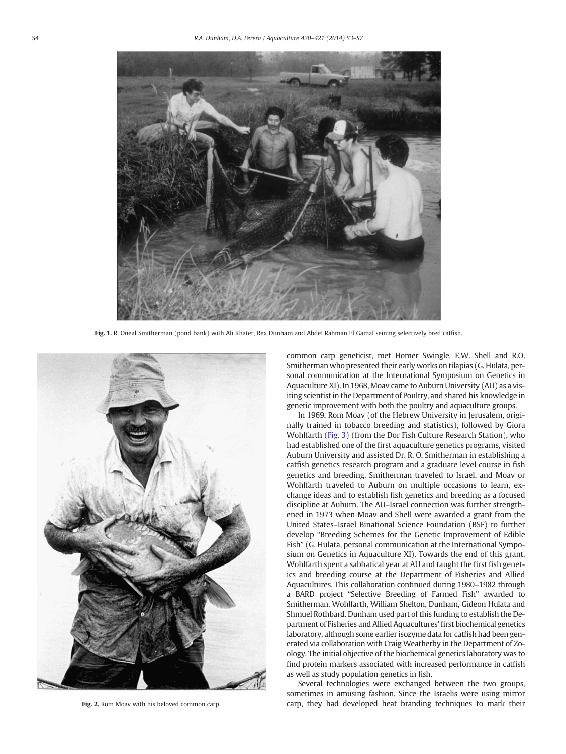Fig. 1. R. Oneal Smitherman (pond bank) with Ali Khater, Rex Dunham and Abdel Rahman El Gamal seining selectively bred catfish.

Fig. 2. Rom Moav with his beloved common carp.

common carp geneticist, met Homer Swingle, E.W. Shell and R.O. Smitherman who presented their early works on tilapias (G. Hulata, personal communication at the International Symposium on Genetics in Aquaculture XI). In 1968, Moav came to Auburn University (AU) as a visiting scientist in the Department of Poultry, and shared his knowledge in genetic improvement with both the poultry and aquaculture groups.

In 1969, Rom Moav (of the Hebrew University in Jerusalem, originally trained in tobacco breeding and statistics), followed by Giora Wohlfarth (Fig. 3) (from the Dor Fish Culture Research Station), who had established one of the first aquaculture genetics programs, visited Auburn University and assisted Dr. R. O. Smitherman in establishing a catfish genetics research program and a graduate level course in fish genetics and breeding. Smitherman traveled to Israel, and Moav or Wohlfarth traveled to Auburn on multiple occasions to learn, exchange ideas and to establish fish genetics and breeding as a focused discipline at Auburn. The AU–Israel connection was further strengthened in 1973 when Moav and Shell were awarded a grant from the United States–Israel Binational Science Foundation (BSF) to further develop "Breeding Schemes for the Genetic Improvement of Edible Fish" (G. Hulata, personal communication at the International Symposium on Genetics in Aquaculture XI). Towards the end of this grant, Wohlfarth spent a sabbatical year at AU and taught the first fish genetics and breeding course at the Department of Fisheries and Allied Aquacultures. This collaboration continued during 1980–1982 through a BARD project "Selective Breeding of Farmed Fish" awarded to Smitherman, Wohlfarth, William Shelton, Dunham, Gideon Hulata and Shmuel Rothbard. Dunham used part of this funding to establish the Department of Fisheries and Allied Aquacultures' first biochemical genetics laboratory, although some earlier isozyme data for catfish had been generated via collaboration with Craig Weatherby in the Department of Zoology. The initial objective of the biochemical genetics laboratory was to find protein markers associated with increased performance in catfish as well as study population genetics in fish.

Several technologies were exchanged between the two groups, sometimes in amusing fashion. Since the Israelis were using mirror carp, they had developed heat branding techniques to mark their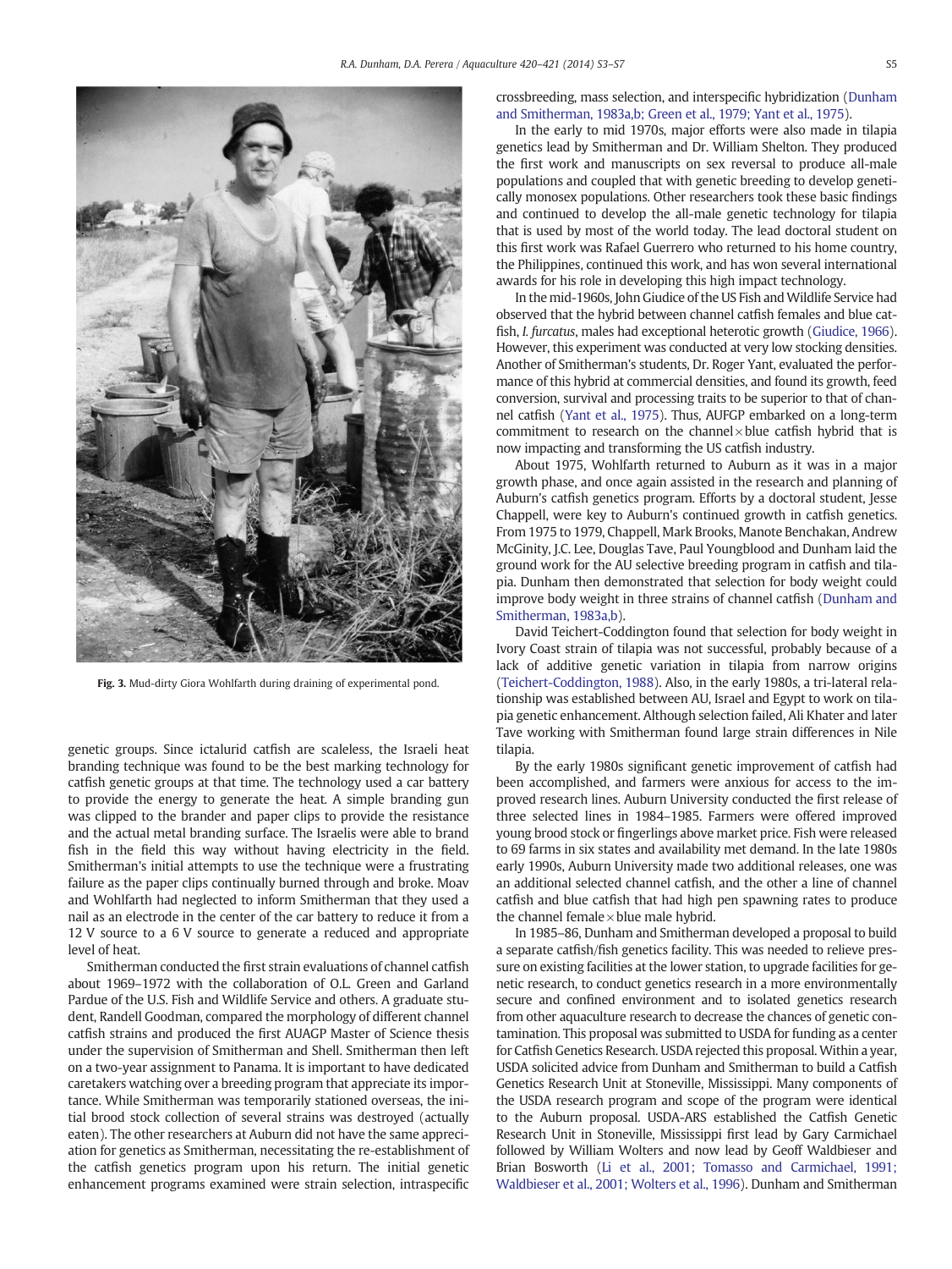Fig. 3. Mud-dirty Giora Wohlfarth during draining of experimental pond.

genetic groups. Since ictalurid catfish are scaleless, the Israeli heat branding technique was found to be the best marking technology for catfish genetic groups at that time. The technology used a car battery to provide the energy to generate the heat. A simple branding gun was clipped to the brander and paper clips to provide the resistance and the actual metal branding surface. The Israelis were able to brand fish in the field this way without having electricity in the field. Smitherman's initial attempts to use the technique were a frustrating failure as the paper clips continually burned through and broke. Moav and Wohlfarth had neglected to inform Smitherman that they used a nail as an electrode in the center of the car battery to reduce it from a 12 V source to a 6 V source to generate a reduced and appropriate level of heat.

Smitherman conducted the first strain evaluations of channel catfish about 1969–1972 with the collaboration of O.L. Green and Garland Pardue of the U.S. Fish and Wildlife Service and others. A graduate student, Randell Goodman, compared the morphology of different channel catfish strains and produced the first AUAGP Master of Science thesis under the supervision of Smitherman and Shell. Smitherman then left on a two-year assignment to Panama. It is important to have dedicated caretakers watching over a breeding program that appreciate its importance. While Smitherman was temporarily stationed overseas, the initial brood stock collection of several strains was destroyed (actually eaten). The other researchers at Auburn did not have the same appreciation for genetics as Smitherman, necessitating the re-establishment of the catfish genetics program upon his return. The initial genetic enhancement programs examined were strain selection, intraspecific crossbreeding, mass selection, and interspecific hybridization (Dunham and Smitherman, 1983a,b; Green et al., 1979; Yant et al., 1975).

In the early to mid 1970s, major efforts were also made in tilapia genetics lead by Smitherman and Dr. William Shelton. They produced the first work and manuscripts on sex reversal to produce all-male populations and coupled that with genetic breeding to develop genetically monosex populations. Other researchers took these basic findings and continued to develop the all-male genetic technology for tilapia that is used by most of the world today. The lead doctoral student on this first work was Rafael Guerrero who returned to his home country, the Philippines, continued this work, and has won several international awards for his role in developing this high impact technology.

In the mid-1960s, John Giudice of the US Fish and Wildlife Service had observed that the hybrid between channel catfish females and blue catfish, *I. furcatus*, males had exceptional heterotic growth (Giudice, 1966). However, this experiment was conducted at very low stocking densities. Another of Smitherman's students, Dr. Roger Yant, evaluated the performance of this hybrid at commercial densities, and found its growth, feed conversion, survival and processing traits to be superior to that of channel catfish (Yant et al., 1975). Thus, AUFGP embarked on a long-term commitment to research on the channel × blue catfish hybrid that is now impacting and transforming the US catfish industry.

About 1975, Wohlfarth returned to Auburn as it was in a major growth phase, and once again assisted in the research and planning of Auburn's catfish genetics program. Efforts by a doctoral student, Jesse Chappell, were key to Auburn's continued growth in catfish genetics. From 1975 to 1979, Chappell, Mark Brooks, Manote Benchakan, Andrew McGinity, J.C. Lee, Douglas Tave, Paul Youngblood and Dunham laid the ground work for the AU selective breeding program in catfish and tilapia. Dunham then demonstrated that selection for body weight could improve body weight in three strains of channel catfish (Dunham and Smitherman, 1983a,b).

David Teichert-Coddington found that selection for body weight in Ivory Coast strain of tilapia was not successful, probably because of a lack of additive genetic variation in tilapia from narrow origins (Teichert-Coddington, 1988). Also, in the early 1980s, a tri-lateral relationship was established between AU, Israel and Egypt to work on tilapia genetic enhancement. Although selection failed, Ali Khater and later Tave working with Smitherman found large strain differences in Nile tilapia.

By the early 1980s significant genetic improvement of catfish had been accomplished, and farmers were anxious for access to the improved research lines. Auburn University conducted the first release of three selected lines in 1984–1985. Farmers were offered improved young brood stock or fingerlings above market price. Fish were released to 69 farms in six states and availability met demand. In the late 1980s early 1990s, Auburn University made two additional releases, one was an additional selected channel catfish, and the other a line of channel catfish and blue catfish that had high pen spawning rates to produce the channel female × blue male hybrid.

In 1985–86, Dunham and Smitherman developed a proposal to build a separate catfish/fish genetics facility. This was needed to relieve pressure on existing facilities at the lower station, to upgrade facilities for genetic research, to conduct genetics research in a more environmentally secure and confined environment and to isolated genetics research from other aquaculture research to decrease the chances of genetic contamination. This proposal was submitted to USDA for funding as a center for Catfish Genetics Research. USDA rejected this proposal. Within a year, USDA solicited advice from Dunham and Smitherman to build a Catfish Genetics Research Unit at Stoneville, Mississippi. Many components of the USDA research program and scope of the program were identical to the Auburn proposal. USDA-ARS established the Catfish Genetic Research Unit in Stoneville, Mississippi first lead by Gary Carmichael followed by William Wolters and now lead by Geoff Waldbieser and Brian Bosworth (Li et al., 2001; Tomasso and Carmichael, 1991; Waldbieser et al., 2001; Wolters et al., 1996). Dunham and Smitherman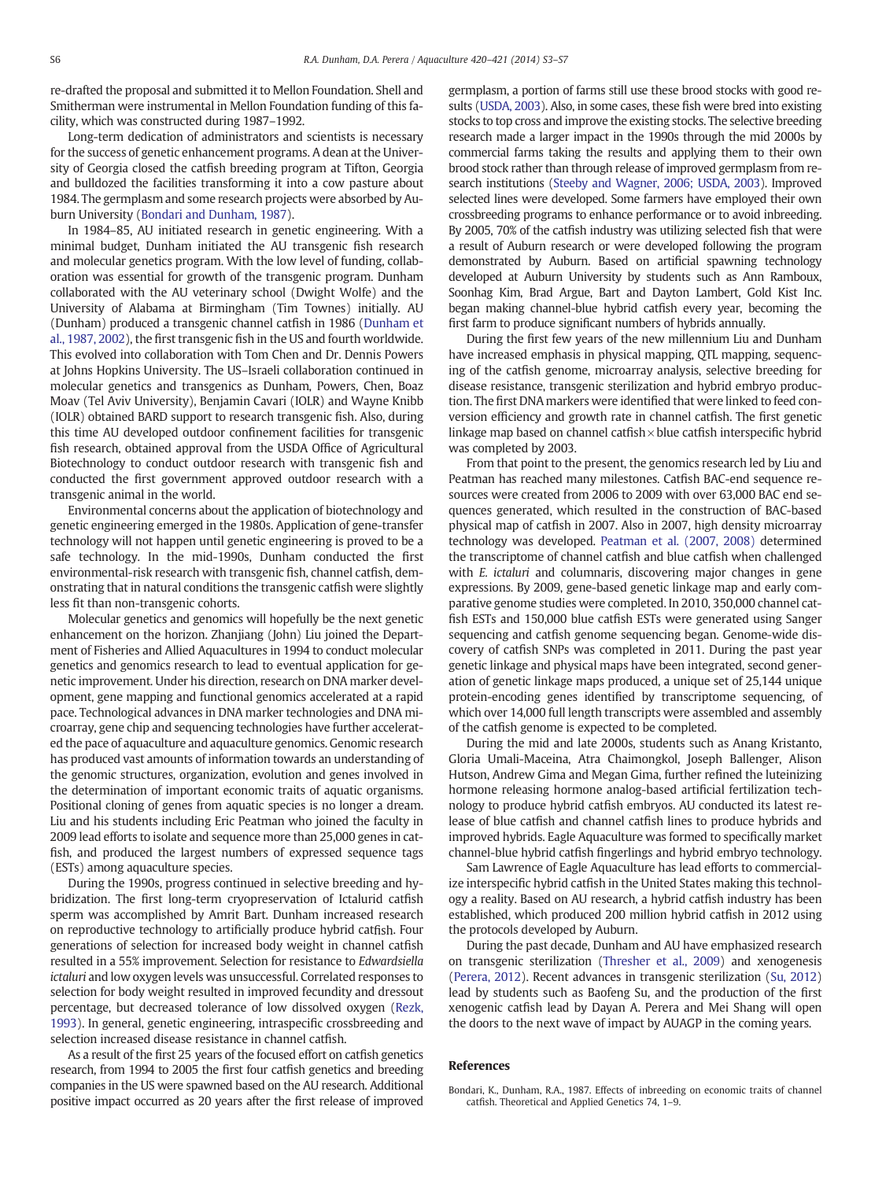re-drafted the proposal and submitted it to Mellon Foundation. Shell and Smitherman were instrumental in Mellon Foundation funding of this facility, which was constructed during 1987–1992.

Long-term dedication of administrators and scientists is necessary for the success of genetic enhancement programs. A dean at the University of Georgia closed the catfish breeding program at Tifton, Georgia and bulldozed the facilities transforming it into a cow pasture about 1984. The germplasm and some research projects were absorbed by Auburn University (Bondari and Dunham, 1987).

In 1984–85, AU initiated research in genetic engineering. With a minimal budget, Dunham initiated the AU transgenic fish research and molecular genetics program. With the low level of funding, collaboration was essential for growth of the transgenic program. Dunham collaborated with the AU veterinary school (Dwight Wolfe) and the University of Alabama at Birmingham (Tim Townes) initially. AU (Dunham) produced a transgenic channel catfish in 1986 (Dunham et al., 1987, 2002), the first transgenic fish in the US and fourth worldwide. This evolved into collaboration with Tom Chen and Dr. Dennis Powers at Johns Hopkins University. The US–Israeli collaboration continued in molecular genetics and transgenics as Dunham, Powers, Chen, Boaz Moav (Tel Aviv University), Benjamin Cavari (IOLR) and Wayne Knibb (IOLR) obtained BARD support to research transgenic fish. Also, during this time AU developed outdoor confinement facilities for transgenic fish research, obtained approval from the USDA Office of Agricultural Biotechnology to conduct outdoor research with transgenic fish and conducted the first government approved outdoor research with a transgenic animal in the world.

Environmental concerns about the application of biotechnology and genetic engineering emerged in the 1980s. Application of gene-transfer technology will not happen until genetic engineering is proved to be a safe technology. In the mid-1990s, Dunham conducted the first environmental-risk research with transgenic fish, channel catfish, demonstrating that in natural conditions the transgenic catfish were slightly less fit than non-transgenic cohorts.

Molecular genetics and genomics will hopefully be the next genetic enhancement on the horizon. Zhanjiang (John) Liu joined the Department of Fisheries and Allied Aquacultures in 1994 to conduct molecular genetics and genomics research to lead to eventual application for genetic improvement. Under his direction, research on DNA marker development, gene mapping and functional genomics accelerated at a rapid pace. Technological advances in DNA marker technologies and DNA microarray, gene chip and sequencing technologies have further accelerated the pace of aquaculture and aquaculture genomics. Genomic research has produced vast amounts of information towards an understanding of the genomic structures, organization, evolution and genes involved in the determination of important economic traits of aquatic organisms. Positional cloning of genes from aquatic species is no longer a dream. Liu and his students including Eric Peatman who joined the faculty in 2009 lead efforts to isolate and sequence more than 25,000 genes in catfish, and produced the largest numbers of expressed sequence tags (ESTs) among aquaculture species.

During the 1990s, progress continued in selective breeding and hybridization. The first long-term cryopreservation of Ictalurid catfish sperm was accomplished by Amrit Bart. Dunham increased research on reproductive technology to artificially produce hybrid catfish. Four generations of selection for increased body weight in channel catfish resulted in a 55% improvement. Selection for resistance to *Edwardsiella ictaluri* and low oxygen levels was unsuccessful. Correlated responses to selection for body weight resulted in improved fecundity and dressout percentage, but decreased tolerance of low dissolved oxygen (Rezk, 1993). In general, genetic engineering, intraspecific crossbreeding and selection increased disease resistance in channel catfish.

As a result of the first 25 years of the focused effort on catfish genetics research, from 1994 to 2005 the first four catfish genetics and breeding companies in the US were spawned based on the AU research. Additional positive impact occurred as 20 years after the first release of improved germplasm, a portion of farms still use these brood stocks with good results (USDA, 2003). Also, in some cases, these fish were bred into existing stocks to top cross and improve the existing stocks. The selective breeding research made a larger impact in the 1990s through the mid 2000s by commercial farms taking the results and applying them to their own brood stock rather than through release of improved germplasm from research institutions (Steeby and Wagner, 2006; USDA, 2003). Improved selected lines were developed. Some farmers have employed their own crossbreeding programs to enhance performance or to avoid inbreeding. By 2005, 70% of the catfish industry was utilizing selected fish that were a result of Auburn research or were developed following the program demonstrated by Auburn. Based on artificial spawning technology developed at Auburn University by students such as Ann Ramboux, Soonhag Kim, Brad Argue, Bart and Dayton Lambert, Gold Kist Inc. began making channel-blue hybrid catfish every year, becoming the first farm to produce significant numbers of hybrids annually.

During the first few years of the new millennium Liu and Dunham have increased emphasis in physical mapping, QTL mapping, sequencing of the catfish genome, microarray analysis, selective breeding for disease resistance, transgenic sterilization and hybrid embryo production. The first DNA markers were identified that were linked to feed conversion efficiency and growth rate in channel catfish. The first genetic linkage map based on channel catfish × blue catfish interspecific hybrid was completed by 2003.

From that point to the present, the genomics research led by Liu and Peatman has reached many milestones. Catfish BAC-end sequence resources were created from 2006 to 2009 with over 63,000 BAC end sequences generated, which resulted in the construction of BAC-based physical map of catfish in 2007. Also in 2007, high density microarray technology was developed. Peatman et al. (2007, 2008) determined the transcriptome of channel catfish and blue catfish when challenged with *E. ictaluri* and columnaris, discovering major changes in gene expressions. By 2009, gene-based genetic linkage map and early comparative genome studies were completed. In 2010, 350,000 channel catfish ESTs and 150,000 blue catfish ESTs were generated using Sanger sequencing and catfish genome sequencing began. Genome-wide discovery of catfish SNPs was completed in 2011. During the past year genetic linkage and physical maps have been integrated, second generation of genetic linkage maps produced, a unique set of 25,144 unique protein-encoding genes identified by transcriptome sequencing, of which over 14,000 full length transcripts were assembled and assembly of the catfish genome is expected to be completed.

During the mid and late 2000s, students such as Anang Kristanto, Gloria Umali-Maceina, Atra Chaimongkol, Joseph Ballenger, Alison Hutson, Andrew Gima and Megan Gima, further refined the luteinizing hormone releasing hormone analog-based artificial fertilization technology to produce hybrid catfish embryos. AU conducted its latest release of blue catfish and channel catfish lines to produce hybrids and improved hybrids. Eagle Aquaculture was formed to specifically market channel-blue hybrid catfish fingerlings and hybrid embryo technology.

Sam Lawrence of Eagle Aquaculture has lead efforts to commercialize interspecific hybrid catfish in the United States making this technology a reality. Based on AU research, a hybrid catfish industry has been established, which produced 200 million hybrid catfish in 2012 using the protocols developed by Auburn.

During the past decade, Dunham and AU have emphasized research on transgenic sterilization (Thresher et al., 2009) and xenogenesis (Perera, 2012). Recent advances in transgenic sterilization (Su, 2012) lead by students such as Baofeng Su, and the production of the first xenogenic catfish lead by Dayan A. Perera and Mei Shang will open the doors to the next wave of impact by AUAGP in the coming years.

## References

Bondari, K., Dunham, R.A., 1987. Effects of inbreeding on economic traits of channel catfish. Theoretical and Applied Genetics 74, 1–9.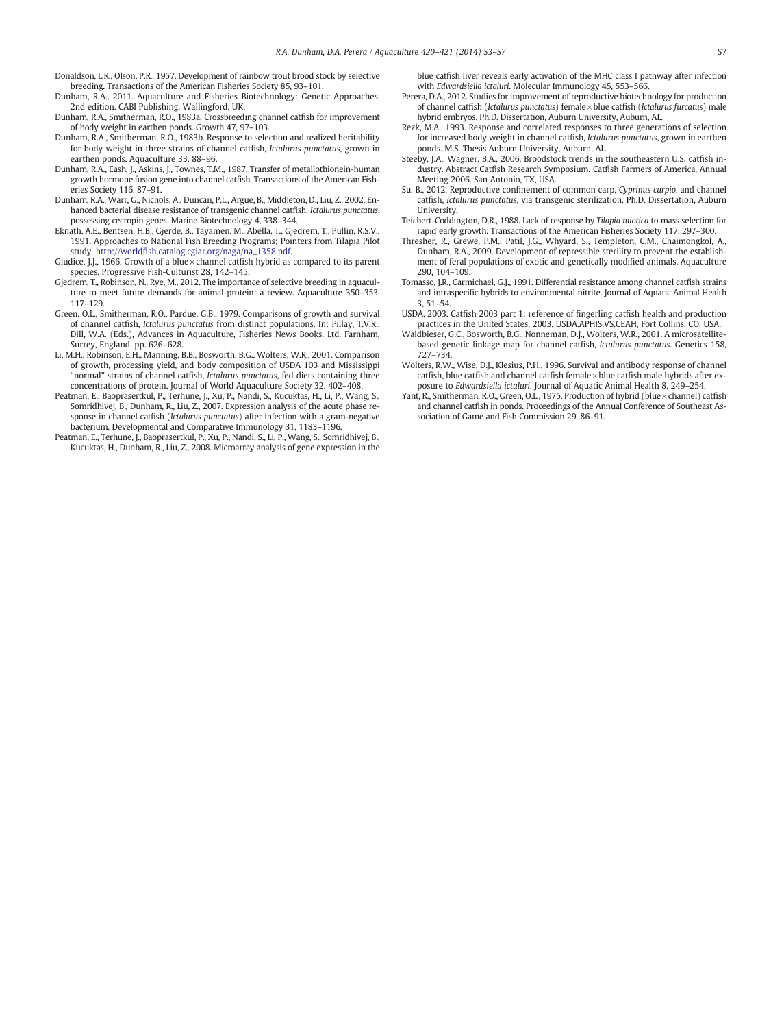Donaldson, L.R., Olson, P.R., 1957. Development of rainbow trout brood stock by selective breeding. Transactions of the American Fisheries Society 85, 93–101.

Dunham, R.A., 2011. Aquaculture and Fisheries Biotechnology: Genetic Approaches, 2nd edition. CABI Publishing, Wallingford, UK.

Dunham, R.A., Smitherman, R.O., 1983a. Crossbreeding channel catfish for improvement of body weight in earthen ponds. Growth 47, 97–103.

Dunham, R.A., Smitherman, R.O., 1983b. Response to selection and realized heritability for body weight in three strains of channel catfish, *Ictalurus punctatus*, grown in earthen ponds. Aquaculture 33, 88–96.

Dunham, R.A., Eash, J., Askins, J., Townes, T.M., 1987. Transfer of metallothionein-human growth hormone fusion gene into channel catfish. Transactions of the American Fisheries Society 116, 87–91.

Dunham, R.A., Warr, G., Nichols, A., Duncan, P.L., Argue, B., Middleton, D., Liu, Z., 2002. Enhanced bacterial disease resistance of transgenic channel catfish, *Ictalurus punctatus*, possessing cecropin genes. Marine Biotechnology 4, 338–344.

Eknath, A.E., Bentsen, H.B., Gjerde, B., Tayamen, M., Abella, T., Gjedrem, T., Pullin, R.S.V., 1991. Approaches to National Fish Breeding Programs; Pointers from Tilapia Pilot study. http://worldfish.catalog.cgiar.org/naga/na_1358.pdf.

Giudice, J.J., 1966. Growth of a blue × channel catfish hybrid as compared to its parent species. Progressive Fish-Culturist 28, 142–145.

Gjedrem, T., Robinson, N., Rye, M., 2012. The importance of selective breeding in aquaculture to meet future demands for animal protein: a review. Aquaculture 350–353, 117–129.

Green, O.L., Smitherman, R.O., Pardue, G.B., 1979. Comparisons of growth and survival of channel catfish, *Ictalurus punctatus* from distinct populations. In: Pillay, T.V.R., Dill, W.A. (Eds.), Advances in Aquaculture, Fisheries News Books. Ltd. Farnham, Surrey, England, pp. 626–628.

Li, M.H., Robinson, E.H., Manning, B.B., Bosworth, B.G., Wolters, W.R., 2001. Comparison of growth, processing yield, and body composition of USDA 103 and Mississippi "normal" strains of channel catfish, *Ictalurus punctatus*, fed diets containing three concentrations of protein. Journal of World Aquaculture Society 32, 402–408.

Peatman, E., Baoprasertkul, P., Terhune, J., Xu, P., Nandi, S., Kucuktas, H., Li, P., Wang, S., Somridhivej, B., Dunham, R., Liu, Z., 2007. Expression analysis of the acute phase response in channel catfish (*Ictalurus punctatus*) after infection with a gram-negative bacterium. Developmental and Comparative Immunology 31, 1183–1196.

Peatman, E., Terhune, J., Baoprasertkul, P., Xu, P., Nandi, S., Li, P., Wang, S., Somridhivej, B., Kucuktas, H., Dunham, R., Liu, Z., 2008. Microarray analysis of gene expression in the blue catfish liver reveals early activation of the MHC class I pathway after infection with *Edwardsiella ictaluri*. Molecular Immunology 45, 553–566.

Perera, D.A., 2012. Studies for improvement of reproductive biotechnology for production of channel catfish (*Ictalurus punctatus*) female × blue catfish (*Ictalurus furcatus*) male hybrid embryos. Ph.D. Dissertation, Auburn University, Auburn, AL.

Rezk, M.A., 1993. Response and correlated responses to three generations of selection for increased body weight in channel catfish, *Ictalurus punctatus*, grown in earthen ponds. M.S. Thesis Auburn University, Auburn, AL.

Steeby, J.A., Wagner, B.A., 2006. Broodstock trends in the southeastern U.S. catfish industry. Abstract Catfish Research Symposium. Catfish Farmers of America, Annual Meeting 2006. San Antonio, TX, USA.

Su, B., 2012. Reproductive confinement of common carp, *Cyprinus carpio*, and channel catfish, *Ictalurus punctatus*, via transgenic sterilization. Ph.D. Dissertation, Auburn University.

Teichert-Coddington, D.R., 1988. Lack of response by *Tilapia nilotica* to mass selection for rapid early growth. Transactions of the American Fisheries Society 117, 297–300.

Thresher, R., Grewe, P.M., Patil, J.G., Whyard, S., Templeton, C.M., Chaimongkol, A., Dunham, R.A., 2009. Development of repressible sterility to prevent the establishment of feral populations of exotic and genetically modified animals. Aquaculture 290, 104–109.

Tomasso, J.R., Carmichael, G.J., 1991. Differential resistance among channel catfish strains and intraspecific hybrids to environmental nitrite. Journal of Aquatic Animal Health 3, 51–54.

USDA, 2003. Catfish 2003 part 1: reference of fingerling catfish health and production practices in the United States, 2003. USDA.APHIS.VS.CEAH, Fort Collins, CO, USA.

Waldbieser, G.C., Bosworth, B.G., Nonneman, D.J., Wolters, W.R., 2001. A microsatellite-based genetic linkage map for channel catfish, *Ictalurus punctatus*. Genetics 158, 727–734.

Wolters, R.W., Wise, D.J., Klesius, P.H., 1996. Survival and antibody response of channel catfish, blue catfish and channel catfish female × blue catfish male hybrids after exposure to *Edwardsiella ictaluri*. Journal of Aquatic Animal Health 8, 249–254.

Yant, R., Smitherman, R.O., Green, O.L., 1975. Production of hybrid (blue × channel) catfish and channel catfish in ponds. Proceedings of the Annual Conference of Southeast Association of Game and Fish Commission 29, 86–91.